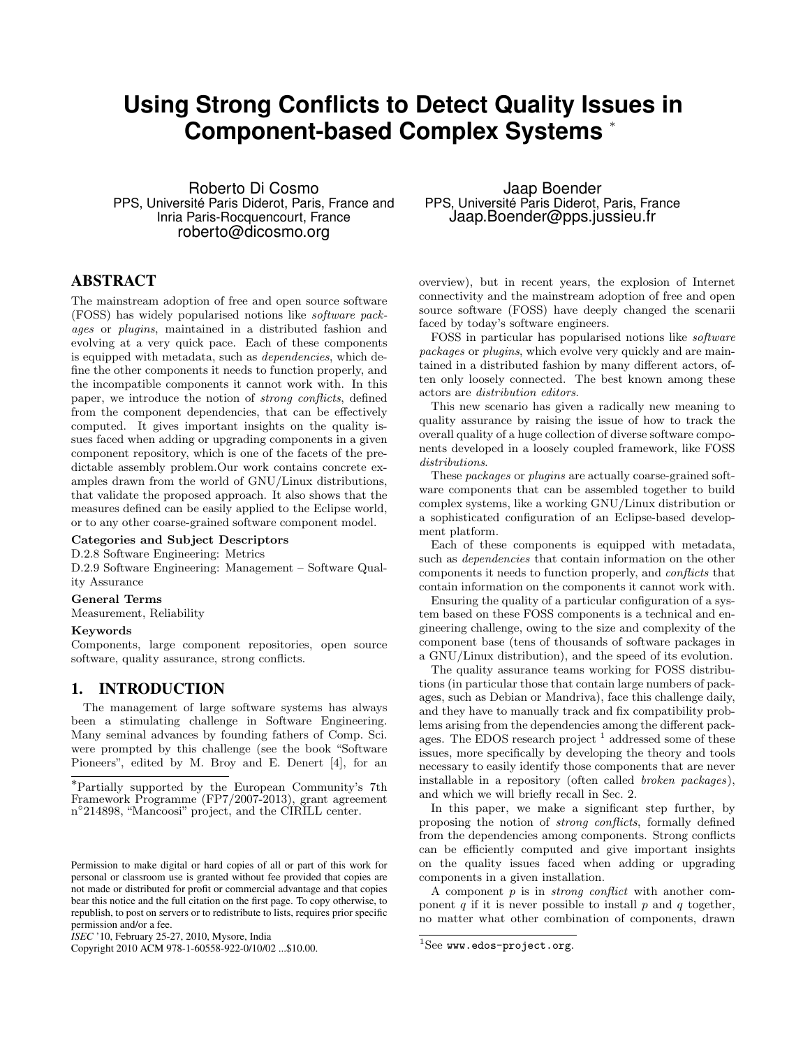# Using Strong Conflicts to Detect Quality Issues in Component-based Complex Systems [*]

Roberto Di Cosmo
PPS, Université Paris Diderot, Paris, France and Inria Paris-Rocquencourt, France
roberto@dicosmo.org

Jaap Boender
PPS, Université Paris Diderot, Paris, France
Jaap.Boender@pps.jussieu.fr

## ABSTRACT

The mainstream adoption of free and open source software (FOSS) has widely popularised notions like *software packages* or *plugins*, maintained in a distributed fashion and evolving at a very quick pace. Each of these components is equipped with metadata, such as *dependencies*, which define the other components it needs to function properly, and the incompatible components it cannot work with. In this paper, we introduce the notion of *strong conflicts*, defined from the component dependencies, that can be effectively computed. It gives important insights on the quality issues faced when adding or upgrading components in a given component repository, which is one of the facets of the predictable assembly problem.Our work contains concrete examples drawn from the world of GNU/Linux distributions, that validate the proposed approach. It also shows that the measures defined can be easily applied to the Eclipse world, or to any other coarse-grained software component model.

**Categories and Subject Descriptors**

D.2.8 Software Engineering: Metrics
D.2.9 Software Engineering: Management – Software Quality Assurance

**General Terms**

Measurement, Reliability

**Keywords**

Components, large component repositories, open source software, quality assurance, strong conflicts.

## 1. INTRODUCTION

The management of large software systems has always been a stimulating challenge in Software Engineering. Many seminal advances by founding fathers of Comp. Sci. were prompted by this challenge (see the book "Software Pioneers", edited by M. Broy and E. Denert [4], for an overview), but in recent years, the explosion of Internet connectivity and the mainstream adoption of free and open source software (FOSS) have deeply changed the scenarii faced by today's software engineers.

FOSS in particular has popularised notions like *software packages* or *plugins*, which evolve very quickly and are maintained in a distributed fashion by many different actors, often only loosely connected. The best known among these actors are *distribution editors*.

This new scenario has given a radically new meaning to quality assurance by raising the issue of how to track the overall quality of a huge collection of diverse software components developed in a loosely coupled framework, like FOSS *distributions*.

These *packages* or *plugins* are actually coarse-grained software components that can be assembled together to build complex systems, like a working GNU/Linux distribution or a sophisticated configuration of an Eclipse-based development platform.

Each of these components is equipped with metadata, such as *dependencies* that contain information on the other components it needs to function properly, and *conflicts* that contain information on the components it cannot work with.

Ensuring the quality of a particular configuration of a system based on these FOSS components is a technical and engineering challenge, owing to the size and complexity of the component base (tens of thousands of software packages in a GNU/Linux distribution), and the speed of its evolution.

The quality assurance teams working for FOSS distributions (in particular those that contain large numbers of packages, such as Debian or Mandriva), face this challenge daily, and they have to manually track and fix compatibility problems arising from the dependencies among the different packages. The EDOS research project [1] addressed some of these issues, more specifically by developing the theory and tools necessary to easily identify those components that are never installable in a repository (often called *broken packages*), and which we will briefly recall in Sec. 2.

In this paper, we make a significant step further, by proposing the notion of *strong conflicts*, formally defined from the dependencies among components. Strong conflicts can be efficiently computed and give important insights on the quality issues faced when adding or upgrading components in a given installation.

A component $p$ is in *strong conflict* with another component $q$ if it is never possible to install $p$ and $q$ together, no matter what other combination of components, drawn

---

[*] Partially supported by the European Community's 7th Framework Programme (FP7/2007-2013), grant agreement n°214898, "Mancoosi" project, and the CIRILL center.

[1] See www.edos-project.org.

Permission to make digital or hard copies of all or part of this work for personal or classroom use is granted without fee provided that copies are not made or distributed for profit or commercial advantage and that copies bear this notice and the full citation on the first page. To copy otherwise, to republish, to post on servers or to redistribute to lists, requires prior specific permission and/or a fee.
*ISEC* '10, February 25-27, 2010, Mysore, India
Copyright 2010 ACM 978-1-60558-922-0/10/02 ...$10.00.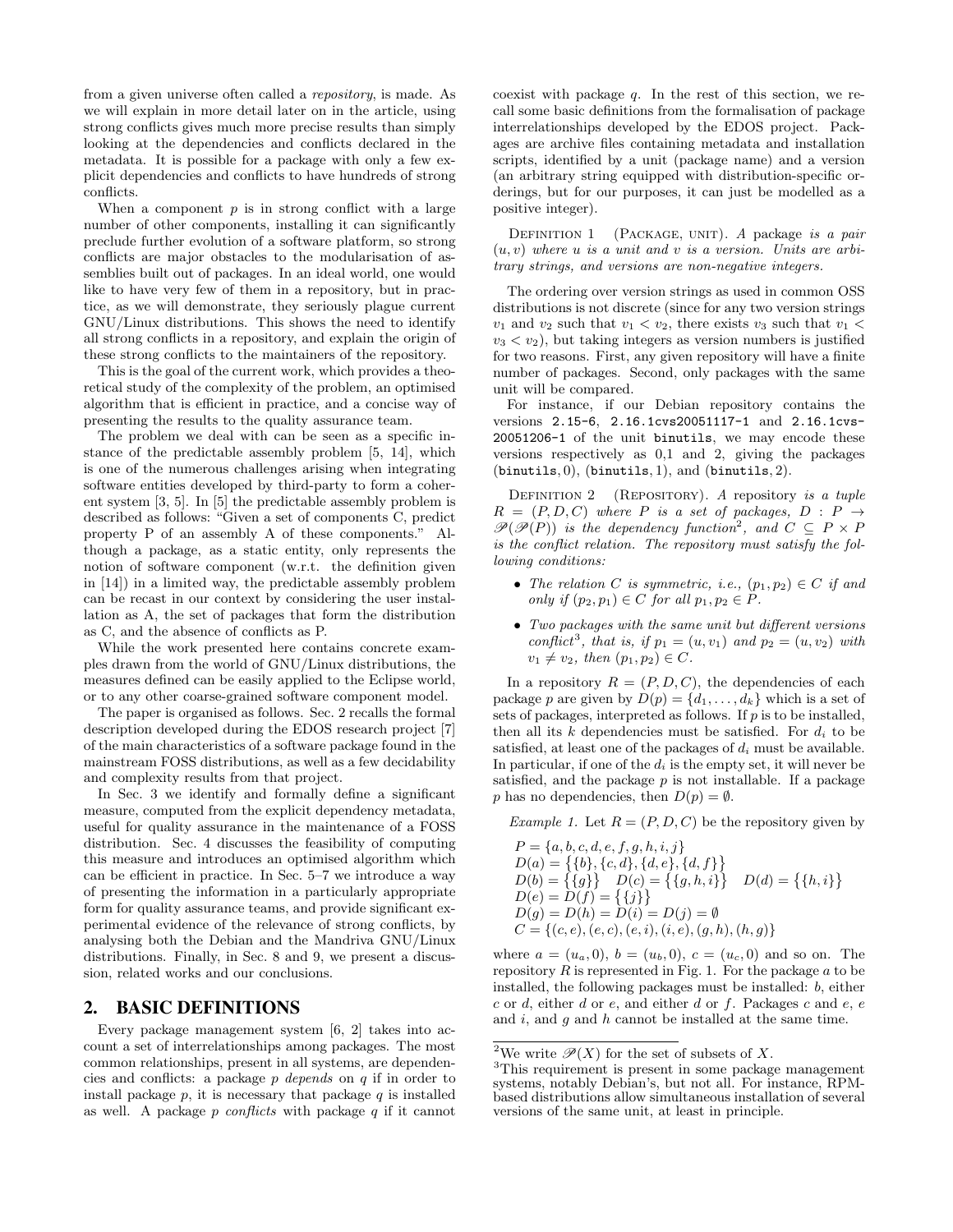from a given universe often called a *repository*, is made. As we will explain in more detail later on in the article, using strong conflicts gives much more precise results than simply looking at the dependencies and conflicts declared in the metadata. It is possible for a package with only a few explicit dependencies and conflicts to have hundreds of strong conflicts.

When a component $p$ is in strong conflict with a large number of other components, installing it can significantly preclude further evolution of a software platform, so strong conflicts are major obstacles to the modularisation of assemblies built out of packages. In an ideal world, one would like to have very few of them in a repository, but in practice, as we will demonstrate, they seriously plague current GNU/Linux distributions. This shows the need to identify all strong conflicts in a repository, and explain the origin of these strong conflicts to the maintainers of the repository.

This is the goal of the current work, which provides a theoretical study of the complexity of the problem, an optimised algorithm that is efficient in practice, and a concise way of presenting the results to the quality assurance team.

The problem we deal with can be seen as a specific instance of the predictable assembly problem [5, 14], which is one of the numerous challenges arising when integrating software entities developed by third-party to form a coherent system [3, 5]. In [5] the predictable assembly problem is described as follows: "Given a set of components C, predict property P of an assembly A of these components." Although a package, as a static entity, only represents the notion of software component (w.r.t. the definition given in [14]) in a limited way, the predictable assembly problem can be recast in our context by considering the user installation as A, the set of packages that form the distribution as C, and the absence of conflicts as P.

While the work presented here contains concrete examples drawn from the world of GNU/Linux distributions, the measures defined can be easily applied to the Eclipse world, or to any other coarse-grained software component model.

The paper is organised as follows. Sec. 2 recalls the formal description developed during the EDOS research project [7] of the main characteristics of a software package found in the mainstream FOSS distributions, as well as a few decidability and complexity results from that project.

In Sec. 3 we identify and formally define a significant measure, computed from the explicit dependency metadata, useful for quality assurance in the maintenance of a FOSS distribution. Sec. 4 discusses the feasibility of computing this measure and introduces an optimised algorithm which can be efficient in practice. In Sec. 5–7 we introduce a way of presenting the information in a particularly appropriate form for quality assurance teams, and provide significant experimental evidence of the relevance of strong conflicts, by analysing both the Debian and the Mandriva GNU/Linux distributions. Finally, in Sec. 8 and 9, we present a discussion, related works and our conclusions.

## 2. BASIC DEFINITIONS

Every package management system [6, 2] takes into account a set of interrelationships among packages. The most common relationships, present in all systems, are dependencies and conflicts: a package $p$ *depends* on $q$ if in order to install package $p$, it is necessary that package $q$ is installed as well. A package $p$ *conflicts* with package $q$ if it cannot coexist with package $q$. In the rest of this section, we recall some basic definitions from the formalisation of package interrelationships developed by the EDOS project. Packages are archive files containing metadata and installation scripts, identified by a unit (package name) and a version (an arbitrary string equipped with distribution-specific orderings, but for our purposes, it can just be modelled as a positive integer).

Definition 1 (Package, unit). *A package is a pair $(u, v)$ where $u$ is a unit and $v$ is a version. Units are arbitrary strings, and versions are non-negative integers.*

The ordering over version strings as used in common OSS distributions is not discrete (since for any two version strings $v_1$ and $v_2$ such that $v_1 < v_2$, there exists $v_3$ such that $v_1 < v_3 < v_2$), but taking integers as version numbers is justified for two reasons. First, any given repository will have a finite number of packages. Second, only packages with the same unit will be compared.

For instance, if our Debian repository contains the versions `2.15-6`, `2.16.1cvs20051117-1` and `2.16.1cvs-20051206-1` of the unit `binutils`, we may encode these versions respectively as 0,1 and 2, giving the packages $(\texttt{binutils}, 0)$, $(\texttt{binutils}, 1)$, and $(\texttt{binutils}, 2)$.

Definition 2 (Repository). *A repository is a tuple $R = (P, D, C)$ where $P$ is a set of packages, $D : P \rightarrow \mathscr{P}(\mathscr{P}(P))$ is the dependency function[2], and $C \subseteq P \times P$ is the conflict relation. The repository must satisfy the following conditions:*

- *The relation $C$ is symmetric, i.e., $(p_1, p_2) \in C$ if and only if $(p_2, p_1) \in C$ for all $p_1, p_2 \in P$.*
- *Two packages with the same unit but different versions conflict[3], that is, if $p_1 = (u, v_1)$ and $p_2 = (u, v_2)$ with $v_1 \neq v_2$, then $(p_1, p_2) \in C$.*

In a repository $R = (P, D, C)$, the dependencies of each package $p$ are given by $D(p) = \{d_1, \ldots, d_k\}$ which is a set of sets of packages, interpreted as follows. If $p$ is to be installed, then all its $k$ dependencies must be satisfied. For $d_i$ to be satisfied, at least one of the packages of $d_i$ must be available. In particular, if one of the $d_i$ is the empty set, it will never be satisfied, and the package $p$ is not installable. If a package $p$ has no dependencies, then $D(p) = \emptyset$.

*Example 1.* Let $R = (P, D, C)$ be the repository given by

$$
\begin{array}{l}
P = \{a, b, c, d, e, f, g, h, i, j\} \\
D(a) = \big\{\{b\}, \{c, d\}, \{d, e\}, \{d, f\}\big\} \\
D(b) = \big\{\{g\}\big\} \quad D(c) = \big\{\{g, h, i\}\big\} \quad D(d) = \big\{\{h, i\}\big\} \\
D(e) = D(f) = \big\{\{j\}\big\} \\
D(g) = D(h) = D(i) = D(j) = \emptyset \\
C = \{(c, e), (e, c), (e, i), (i, e), (g, h), (h, g)\}
\end{array}
$$

where $a = (u_a, 0)$, $b = (u_b, 0)$, $c = (u_c, 0)$ and so on. The repository $R$ is represented in Fig. 1. For the package $a$ to be installed, the following packages must be installed: $b$, either $c$ or $d$, either $d$ or $e$, and either $d$ or $f$. Packages $c$ and $e$, $e$ and $i$, and $g$ and $h$ cannot be installed at the same time.

[2] We write $\mathscr{P}(X)$ for the set of subsets of $X$.

[3] This requirement is present in some package management systems, notably Debian's, but not all. For instance, RPM-based distributions allow simultaneous installation of several versions of the same unit, at least in principle.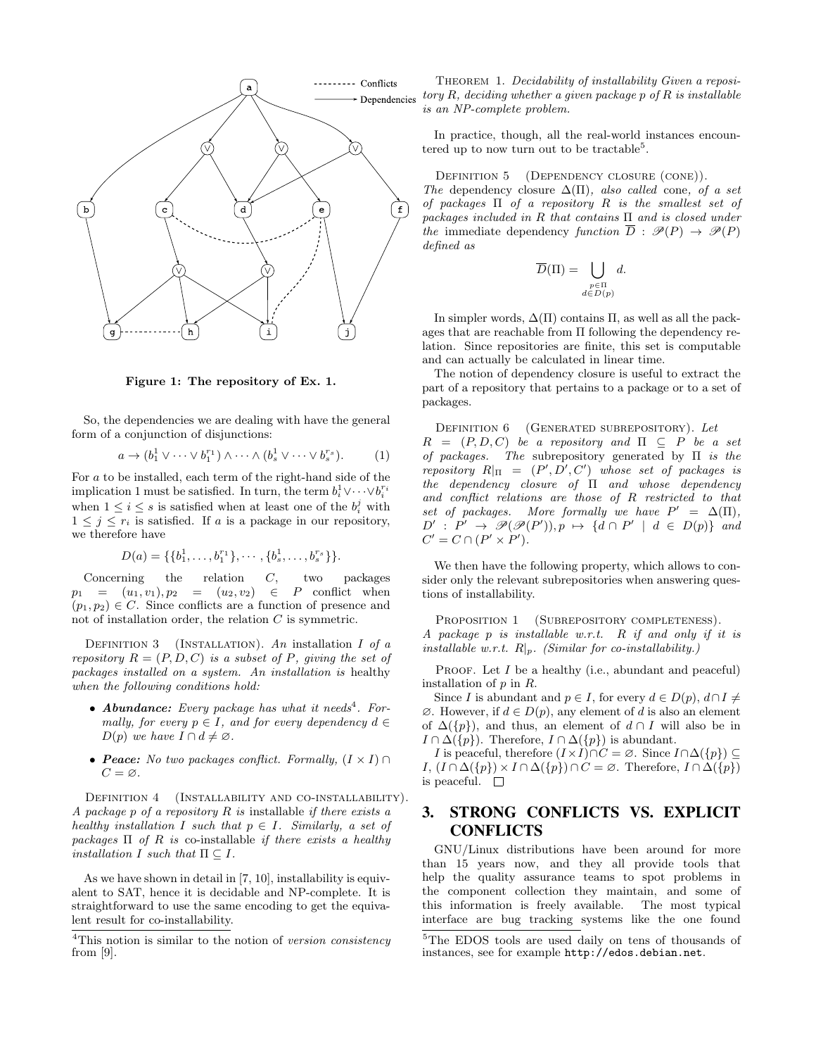Figure 1: The repository of Ex. 1.

So, the dependencies we are dealing with have the general form of a conjunction of disjunctions:

$$a \rightarrow (b_1^1 \vee \cdots \vee b_1^{r_1}) \wedge \cdots \wedge (b_s^1 \vee \cdots \vee b_s^{r_s}). \qquad (1)$$

For $a$ to be installed, each term of the right-hand side of the implication 1 must be satisfied. In turn, the term $b_i^1 \vee \cdots \vee b_i^{r_i}$ when $1 \leq i \leq s$ is satisfied when at least one of the $b_i^j$ with $1 \leq j \leq r_i$ is satisfied. If $a$ is a package in our repository, we therefore have

$$D(a) = \{\{b_1^1, \ldots, b_1^{r_1}\}, \cdots, \{b_s^1, \ldots, b_s^{r_s}\}\}.$$

Concerning the relation $C$, two packages $p_1 = (u_1, v_1), p_2 = (u_2, v_2) \in P$ conflict when $(p_1, p_2) \in C$. Since conflicts are a function of presence and not of installation order, the relation $C$ is symmetric.

Definition 3 (Installation). *An installation $I$ of a repository $R = (P, D, C)$ is a subset of $P$, giving the set of packages installed on a system. An installation is* healthy *when the following conditions hold:*

- ***Abundance:*** *Every package has what it needs*[4]*. Formally, for every $p \in I$, and for every dependency $d \in D(p)$ we have $I \cap d \neq \varnothing$.*
- ***Peace:*** *No two packages conflict. Formally, $(I \times I) \cap C = \varnothing$.*

Definition 4 (Installability and co-installability). *A package $p$ of a repository $R$ is* installable *if there exists a healthy installation $I$ such that $p \in I$. Similarly, a set of packages $\Pi$ of $R$ is* co-installable *if there exists a healthy installation $I$ such that $\Pi \subseteq I$.*

As we have shown in detail in [7, 10], installability is equivalent to SAT, hence it is decidable and NP-complete. It is straightforward to use the same encoding to get the equivalent result for co-installability.

[4]This notion is similar to the notion of *version consistency* from [9].

Theorem 1. *Decidability of installability Given a repository $R$, deciding whether a given package $p$ of $R$ is installable is an NP-complete problem.*

In practice, though, all the real-world instances encountered up to now turn out to be tractable[5].

Definition 5 (Dependency closure (cone)). *The* dependency closure *$\Delta(\Pi)$, also called* cone*, of a set of packages $\Pi$ of a repository $R$ is the smallest set of packages included in $R$ that contains $\Pi$ and is closed under the* immediate dependency *function $\overline{D} : \mathscr{P}(P) \rightarrow \mathscr{P}(P)$ defined as*

$$\overline{D}(\Pi) = \bigcup_{\substack{p \in \Pi \\ d \in D(p)}} d.$$

In simpler words, $\Delta(\Pi)$ contains $\Pi$, as well as all the packages that are reachable from $\Pi$ following the dependency relation. Since repositories are finite, this set is computable and can actually be calculated in linear time.

The notion of dependency closure is useful to extract the part of a repository that pertains to a package or to a set of packages.

Definition 6 (Generated subrepository). *Let $R = (P, D, C)$ be a repository and $\Pi \subseteq P$ be a set of packages. The* subrepository generated by $\Pi$ *is the repository $R|_\Pi = (P', D', C')$ whose set of packages is the dependency closure of $\Pi$ and whose dependency and conflict relations are those of $R$ restricted to that set of packages. More formally we have $P' = \Delta(\Pi)$, $D' : P' \rightarrow \mathscr{P}(\mathscr{P}(P')), p \mapsto \{d \cap P' \mid d \in D(p)\}$ and $C' = C \cap (P' \times P')$.*

We then have the following property, which allows to consider only the relevant subrepositories when answering questions of installability.

Proposition 1 (Subrepository completeness). *A package $p$ is installable w.r.t. $R$ if and only if it is installable w.r.t. $R|_p$. (Similar for co-installability.)*

Proof. Let $I$ be a healthy (i.e., abundant and peaceful) installation of $p$ in $R$.

Since $I$ is abundant and $p \in I$, for every $d \in D(p)$, $d \cap I \neq \varnothing$. However, if $d \in D(p)$, any element of $d$ is also an element of $\Delta(\{p\})$, and thus, an element of $d \cap I$ will also be in $I \cap \Delta(\{p\})$. Therefore, $I \cap \Delta(\{p\})$ is abundant.

$I$ is peaceful, therefore $(I \times I) \cap C = \varnothing$. Since $I \cap \Delta(\{p\}) \subseteq I$, $(I \cap \Delta(\{p\}) \times I \cap \Delta(\{p\}) \cap C = \varnothing$. Therefore, $I \cap \Delta(\{p\})$ is peaceful. □

## 3. STRONG CONFLICTS VS. EXPLICIT CONFLICTS

GNU/Linux distributions have been around for more than 15 years now, and they all provide tools that help the quality assurance teams to spot problems in the component collection they maintain, and some of this information is freely available. The most typical interface are bug tracking systems like the one found

[5]The EDOS tools are used daily on tens of thousands of instances, see for example `http://edos.debian.net`.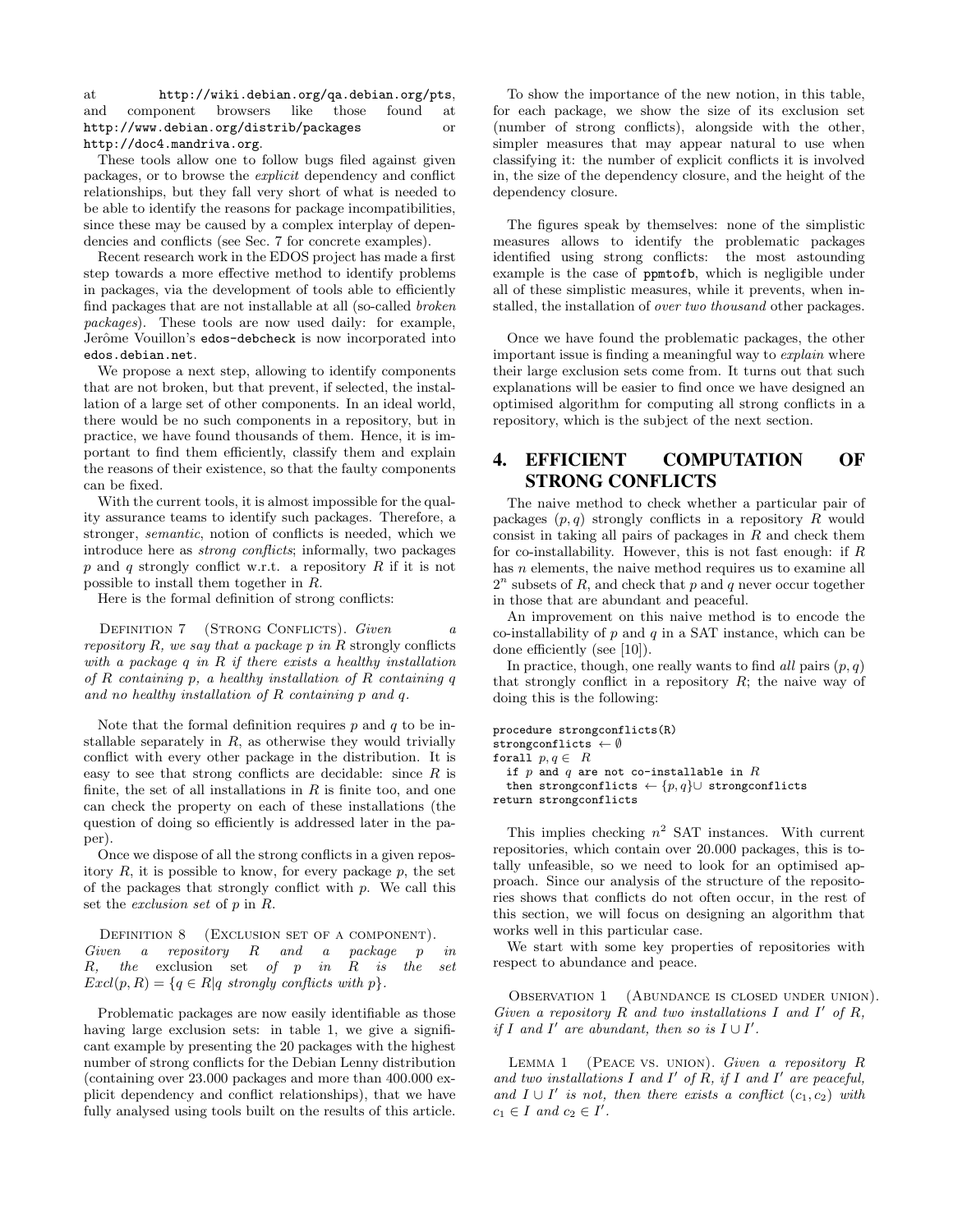at http://wiki.debian.org/qa.debian.org/pts, and component browsers like those found at http://www.debian.org/distrib/packages or http://doc4.mandriva.org.

These tools allow one to follow bugs filed against given packages, or to browse the *explicit* dependency and conflict relationships, but they fall very short of what is needed to be able to identify the reasons for package incompatibilities, since these may be caused by a complex interplay of dependencies and conflicts (see Sec. 7 for concrete examples).

Recent research work in the EDOS project has made a first step towards a more effective method to identify problems in packages, via the development of tools able to efficiently find packages that are not installable at all (so-called *broken packages*). These tools are now used daily: for example, Jerôme Vouillon's `edos-debcheck` is now incorporated into `edos.debian.net`.

We propose a next step, allowing to identify components that are not broken, but that prevent, if selected, the installation of a large set of other components. In an ideal world, there would be no such components in a repository, but in practice, we have found thousands of them. Hence, it is important to find them efficiently, classify them and explain the reasons of their existence, so that the faulty components can be fixed.

With the current tools, it is almost impossible for the quality assurance teams to identify such packages. Therefore, a stronger, *semantic*, notion of conflicts is needed, which we introduce here as *strong conflicts*; informally, two packages $p$ and $q$ strongly conflict w.r.t. a repository $R$ if it is not possible to install them together in $R$.

Here is the formal definition of strong conflicts:

Definition 7 (Strong Conflicts). *Given a repository $R$, we say that a package $p$ in $R$* strongly conflicts *with a package $q$ in $R$ if there exists a healthy installation of $R$ containing $p$, a healthy installation of $R$ containing $q$ and no healthy installation of $R$ containing $p$ and $q$.*

Note that the formal definition requires $p$ and $q$ to be installable separately in $R$, as otherwise they would trivially conflict with every other package in the distribution. It is easy to see that strong conflicts are decidable: since $R$ is finite, the set of all installations in $R$ is finite too, and one can check the property on each of these installations (the question of doing so efficiently is addressed later in the paper).

Once we dispose of all the strong conflicts in a given repository $R$, it is possible to know, for every package $p$, the set of the packages that strongly conflict with $p$. We call this set the *exclusion set* of $p$ in $R$.

Definition 8 (Exclusion set of a component). *Given a repository $R$ and a package $p$ in $R$, the* exclusion set *of $p$ in $R$ is the set $Excl(p, R) = \{q \in R | q$ strongly conflicts with $p\}$.*

Problematic packages are now easily identifiable as those having large exclusion sets: in table 1, we give a significant example by presenting the 20 packages with the highest number of strong conflicts for the Debian Lenny distribution (containing over 23.000 packages and more than 400.000 explicit dependency and conflict relationships), that we have fully analysed using tools built on the results of this article.

To show the importance of the new notion, in this table, for each package, we show the size of its exclusion set (number of strong conflicts), alongside with the other, simpler measures that may appear natural to use when classifying it: the number of explicit conflicts it is involved in, the size of the dependency closure, and the height of the dependency closure.

The figures speak by themselves: none of the simplistic measures allows to identify the problematic packages identified using strong conflicts: the most astounding example is the case of `ppmtofb`, which is negligible under all of these simplistic measures, while it prevents, when installed, the installation of *over two thousand* other packages.

Once we have found the problematic packages, the other important issue is finding a meaningful way to *explain* where their large exclusion sets come from. It turns out that such explanations will be easier to find once we have designed an optimised algorithm for computing all strong conflicts in a repository, which is the subject of the next section.

# 4. EFFICIENT COMPUTATION OF STRONG CONFLICTS

The naive method to check whether a particular pair of packages $(p, q)$ strongly conflicts in a repository $R$ would consist in taking all pairs of packages in $R$ and check them for co-installability. However, this is not fast enough: if $R$ has $n$ elements, the naive method requires us to examine all $2^n$ subsets of $R$, and check that $p$ and $q$ never occur together in those that are abundant and peaceful.

An improvement on this naive method is to encode the co-installability of $p$ and $q$ in a SAT instance, which can be done efficiently (see [10]).

In practice, though, one really wants to find *all* pairs $(p, q)$ that strongly conflict in a repository $R$; the naive way of doing this is the following:

```
procedure strongconflicts(R)
strongconflicts ← ∅
forall p,q ∈ R
  if p and q are not co-installable in R
  then strongconflicts ← {p,q}∪ strongconflicts
return strongconflicts
```

This implies checking $n^2$ SAT instances. With current repositories, which contain over 20.000 packages, this is totally unfeasible, so we need to look for an optimised approach. Since our analysis of the structure of the repositories shows that conflicts do not often occur, in the rest of this section, we will focus on designing an algorithm that works well in this particular case.

We start with some key properties of repositories with respect to abundance and peace.

Observation 1 (Abundance is closed under union). *Given a repository $R$ and two installations $I$ and $I'$ of $R$, if $I$ and $I'$ are abundant, then so is $I \cup I'$.*

Lemma 1 (Peace vs. union). *Given a repository $R$ and two installations $I$ and $I'$ of $R$, if $I$ and $I'$ are peaceful, and $I \cup I'$ is not, then there exists a conflict $(c_1, c_2)$ with $c_1 \in I$ and $c_2 \in I'$.*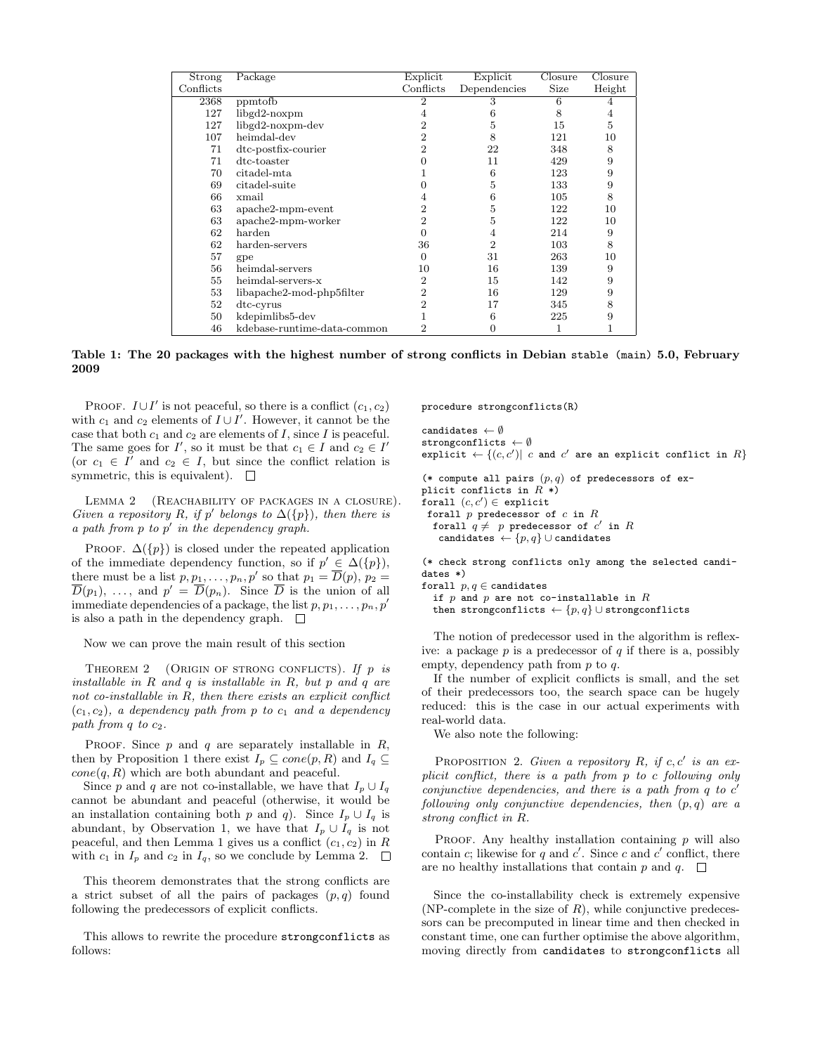| Strong Conflicts | Package | Explicit Conflicts | Explicit Dependencies | Closure Size | Closure Height |
|---|---|---|---|---|---|
| 2368 | ppmtofb | 2 | 3 | 6 | 4 |
| 127 | libgd2-noxpm | 4 | 6 | 8 | 4 |
| 127 | libgd2-noxpm-dev | 2 | 5 | 15 | 5 |
| 107 | heimdal-dev | 2 | 8 | 121 | 10 |
| 71 | dtc-postfix-courier | 2 | 22 | 348 | 8 |
| 71 | dtc-toaster | 0 | 11 | 429 | 9 |
| 70 | citadel-mta | 1 | 6 | 123 | 9 |
| 69 | citadel-suite | 0 | 5 | 133 | 9 |
| 66 | xmail | 4 | 6 | 105 | 8 |
| 63 | apache2-mpm-event | 2 | 5 | 122 | 10 |
| 63 | apache2-mpm-worker | 2 | 5 | 122 | 10 |
| 62 | harden | 0 | 4 | 214 | 9 |
| 62 | harden-servers | 36 | 2 | 103 | 8 |
| 57 | gpe | 0 | 31 | 263 | 10 |
| 56 | heimdal-servers | 10 | 16 | 139 | 9 |
| 55 | heimdal-servers-x | 2 | 15 | 142 | 9 |
| 53 | libapache2-mod-php5filter | 2 | 16 | 129 | 9 |
| 52 | dtc-cyrus | 2 | 17 | 345 | 8 |
| 50 | kdepimlibs5-dev | 1 | 6 | 225 | 9 |
| 46 | kdebase-runtime-data-common | 2 | 0 | 1 | 1 |

**Table 1: The 20 packages with the highest number of strong conflicts in Debian `stable (main)` 5.0, February 2009**

PROOF. $I \cup I'$ is not peaceful, so there is a conflict $(c_1, c_2)$ with $c_1$ and $c_2$ elements of $I \cup I'$. However, it cannot be the case that both $c_1$ and $c_2$ are elements of $I$, since $I$ is peaceful. The same goes for $I'$, so it must be that $c_1 \in I$ and $c_2 \in I'$ (or $c_1 \in I'$ and $c_2 \in I$, but since the conflict relation is symmetric, this is equivalent). □

LEMMA 2 (REACHABILITY OF PACKAGES IN A CLOSURE). *Given a repository $R$, if $p'$ belongs to $\Delta(\{p\})$, then there is a path from $p$ to $p'$ in the dependency graph.*

PROOF. $\Delta(\{p\})$ is closed under the repeated application of the immediate dependency function, so if $p' \in \Delta(\{p\})$, there must be a list $p, p_1, \ldots, p_n, p'$ so that $p_1 = \overline{D}(p)$, $p_2 = \overline{D}(p_1)$, $\ldots$, and $p' = \overline{D}(p_n)$. Since $\overline{D}$ is the union of all immediate dependencies of a package, the list $p, p_1, \ldots, p_n, p'$ is also a path in the dependency graph. □

Now we can prove the main result of this section

THEOREM 2 (ORIGIN OF STRONG CONFLICTS). *If $p$ is installable in $R$ and $q$ is installable in $R$, but $p$ and $q$ are not co-installable in $R$, then there exists an explicit conflict $(c_1, c_2)$, a dependency path from $p$ to $c_1$ and a dependency path from $q$ to $c_2$.*

PROOF. Since $p$ and $q$ are separately installable in $R$, then by Proposition 1 there exist $I_p \subseteq cone(p, R)$ and $I_q \subseteq cone(q, R)$ which are both abundant and peaceful.

Since $p$ and $q$ are not co-installable, we have that $I_p \cup I_q$ cannot be abundant and peaceful (otherwise, it would be an installation containing both $p$ and $q$). Since $I_p \cup I_q$ is abundant, by Observation 1, we have that $I_p \cup I_q$ is not peaceful, and then Lemma 1 gives us a conflict $(c_1, c_2)$ in $R$ with $c_1$ in $I_p$ and $c_2$ in $I_q$, so we conclude by Lemma 2. □

This theorem demonstrates that the strong conflicts are a strict subset of all the pairs of packages $(p, q)$ found following the predecessors of explicit conflicts.

This allows to rewrite the procedure `strongconflicts` as follows:

```
procedure strongconflicts(R)

candidates ← ∅
strongconflicts ← ∅
explicit ← {(c,c')| c and c' are an explicit conflict in R}

(* compute all pairs (p,q) of predecessors of ex-
plicit conflicts in R *)
forall (c,c') ∈ explicit
 forall p predecessor of c in R
  forall q ≠ p predecessor of c' in R
   candidates ← {p,q} ∪ candidates

(* check strong conflicts only among the selected candi-
dates *)
forall p,q ∈ candidates
  if p and p are not co-installable in R
  then strongconflicts ← {p,q} ∪ strongconflicts
```

The notion of predecessor used in the algorithm is reflexive: a package $p$ is a predecessor of $q$ if there is a, possibly empty, dependency path from $p$ to $q$.

If the number of explicit conflicts is small, and the set of their predecessors too, the search space can be hugely reduced: this is the case in our actual experiments with real-world data.

We also note the following:

PROPOSITION 2. *Given a repository $R$, if $c, c'$ is an explicit conflict, there is a path from $p$ to $c$ following only conjunctive dependencies, and there is a path from $q$ to $c'$ following only conjunctive dependencies, then $(p, q)$ are a strong conflict in $R$.*

PROOF. Any healthy installation containing $p$ will also contain $c$; likewise for $q$ and $c'$. Since $c$ and $c'$ conflict, there are no healthy installations that contain $p$ and $q$. □

Since the co-installability check is extremely expensive (NP-complete in the size of $R$), while conjunctive predecessors can be precomputed in linear time and then checked in constant time, one can further optimise the above algorithm, moving directly from `candidates` to `strongconflicts` all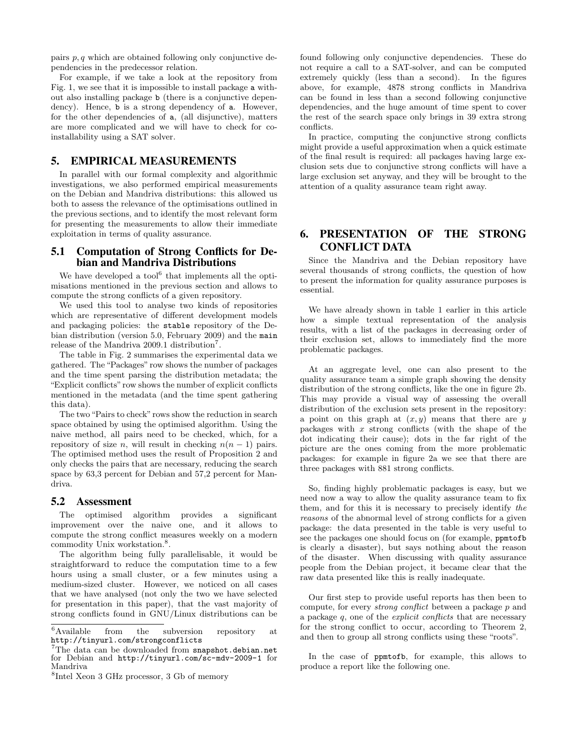pairs $p, q$ which are obtained following only conjunctive dependencies in the predecessor relation.

For example, if we take a look at the repository from Fig. 1, we see that it is impossible to install package `a` without also installing package `b` (there is a conjunctive dependency). Hence, `b` is a strong dependency of `a`. However, for the other dependencies of `a`, (all disjunctive), matters are more complicated and we will have to check for co-installability using a SAT solver.

# 5. EMPIRICAL MEASUREMENTS

In parallel with our formal complexity and algorithmic investigations, we also performed empirical measurements on the Debian and Mandriva distributions: this allowed us both to assess the relevance of the optimisations outlined in the previous sections, and to identify the most relevant form for presenting the measurements to allow their immediate exploitation in terms of quality assurance.

## 5.1 Computation of Strong Conflicts for Debian and Mandriva Distributions

We have developed a tool[6] that implements all the optimisations mentioned in the previous section and allows to compute the strong conflicts of a given repository.

We used this tool to analyse two kinds of repositories which are representative of different development models and packaging policies: the `stable` repository of the Debian distribution (version 5.0, February 2009) and the `main` release of the Mandriva 2009.1 distribution[7].

The table in Fig. 2 summarises the experimental data we gathered. The "Packages" row shows the number of packages and the time spent parsing the distribution metadata; the "Explicit conflicts" row shows the number of explicit conflicts mentioned in the metadata (and the time spent gathering this data).

The two "Pairs to check" rows show the reduction in search space obtained by using the optimised algorithm. Using the naive method, all pairs need to be checked, which, for a repository of size $n$, will result in checking $n(n-1)$ pairs. The optimised method uses the result of Proposition 2 and only checks the pairs that are necessary, reducing the search space by 63,3 percent for Debian and 57,2 percent for Mandriva.

## 5.2 Assessment

The optimised algorithm provides a significant improvement over the naive one, and it allows to compute the strong conflict measures weekly on a modern commodity Unix workstation.[8].

The algorithm being fully parallelisable, it would be straightforward to reduce the computation time to a few hours using a small cluster, or a few minutes using a medium-sized cluster. However, we noticed on all cases that we have analysed (not only the two we have selected for presentation in this paper), that the vast majority of strong conflicts found in GNU/Linux distributions can be found following only conjunctive dependencies. These do not require a call to a SAT-solver, and can be computed extremely quickly (less than a second). In the figures above, for example, 4878 strong conflicts in Mandriva can be found in less than a second following conjunctive dependencies, and the huge amount of time spent to cover the rest of the search space only brings in 39 extra strong conflicts.

In practice, computing the conjunctive strong conflicts might provide a useful approximation when a quick estimate of the final result is required: all packages having large exclusion sets due to conjunctive strong conflicts will have a large exclusion set anyway, and they will be brought to the attention of a quality assurance team right away.

# 6. PRESENTATION OF THE STRONG CONFLICT DATA

Since the Mandriva and the Debian repository have several thousands of strong conflicts, the question of how to present the information for quality assurance purposes is essential.

We have already shown in table 1 earlier in this article how a simple textual representation of the analysis results, with a list of the packages in decreasing order of their exclusion set, allows to immediately find the more problematic packages.

At an aggregate level, one can also present to the quality assurance team a simple graph showing the density distribution of the strong conflicts, like the one in figure 2b. This may provide a visual way of assessing the overall distribution of the exclusion sets present in the repository: a point on this graph at $(x, y)$ means that there are $y$ packages with $x$ strong conflicts (with the shape of the dot indicating their cause); dots in the far right of the picture are the ones coming from the more problematic packages: for example in figure 2a we see that there are three packages with 881 strong conflicts.

So, finding highly problematic packages is easy, but we need now a way to allow the quality assurance team to fix them, and for this it is necessary to precisely identify *the reasons* of the abnormal level of strong conflicts for a given package: the data presented in the table is very useful to see the packages one should focus on (for example, `ppmtofb` is clearly a disaster), but says nothing about the reason of the disaster. When discussing with quality assurance people from the Debian project, it became clear that the raw data presented like this is really inadequate.

Our first step to provide useful reports has then been to compute, for every *strong conflict* between a package $p$ and a package $q$, one of the *explicit conflicts* that are necessary for the strong conflict to occur, according to Theorem 2, and then to group all strong conflicts using these "roots".

In the case of `ppmtofb`, for example, this allows to produce a report like the following one.

---

[6] Available from the subversion repository at http://tinyurl.com/strongconflicts

[7] The data can be downloaded from snapshot.debian.net for Debian and http://tinyurl.com/sc-mdv-2009-1 for Mandriva

[8] Intel Xeon 3 GHz processor, 3 Gb of memory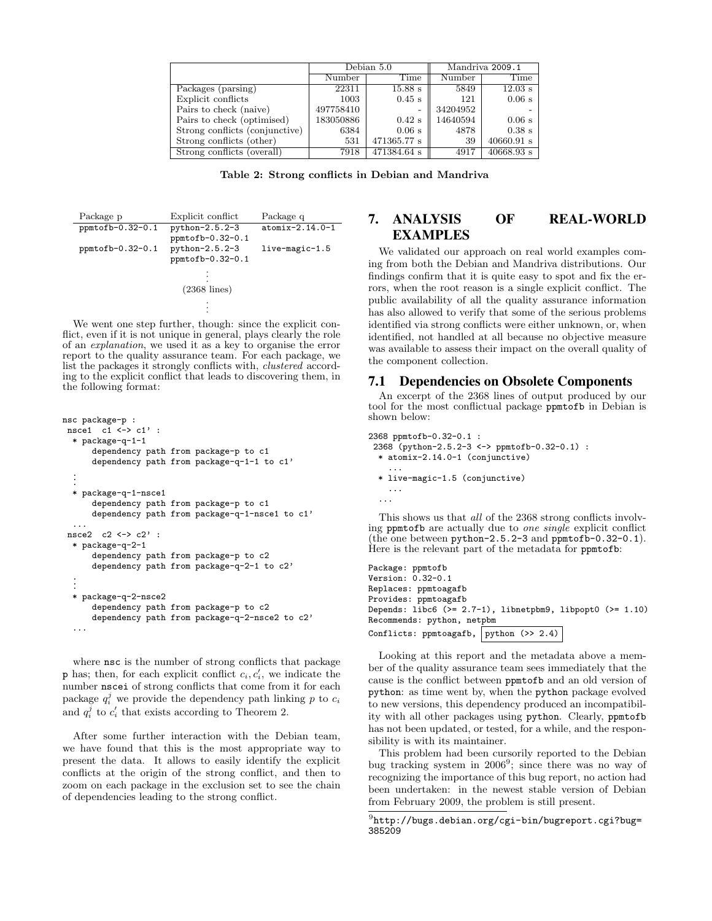| | Debian 5.0 | | Mandriva 2009.1 | |
|---|---|---|---|---|
| | Number | Time | Number | Time |
| Packages (parsing) | 22311 | 15.88 s | 5849 | 12.03 s |
| Explicit conflicts | 1003 | 0.45 s | 121 | 0.06 s |
| Pairs to check (naive) | 497758410 | - | 34204952 | - |
| Pairs to check (optimised) | 183050886 | 0.42 s | 14640594 | 0.06 s |
| Strong conflicts (conjunctive) | 6384 | 0.06 s | 4878 | 0.38 s |
| Strong conflicts (other) | 531 | 471365.77 s | 39 | 40660.91 s |
| Strong conflicts (overall) | 7918 | 471384.64 s | 4917 | 40668.93 s |

**Table 2: Strong conflicts in Debian and Mandriva**

| Package p | Explicit conflict | Package q |
|---|---|---|
| `ppmtofb-0.32-0.1` | `python-2.5.2-3` `ppmtofb-0.32-0.1` | `atomix-2.14.0-1` |
| `ppmtofb-0.32-0.1` | `python-2.5.2-3` `ppmtofb-0.32-0.1` | `live-magic-1.5` |
| | ⋮ (2368 lines) ⋮ | |

We went one step further, though: since the explicit conflict, even if it is not unique in general, plays clearly the role of an *explanation*, we used it as a key to organise the error report to the quality assurance team. For each package, we list the packages it strongly conflicts with, *clustered* according to the explicit conflict that leads to discovering them, in the following format:

```
nsc package-p :
 nsce1  c1 <-> c1' :
  * package-q-1-1
      dependency path from package-p to c1
      dependency path from package-q-1-1 to c1'
  ⋮
  * package-q-1-nsce1
      dependency path from package-p to c1
      dependency path from package-q-1-nsce1 to c1'
  ...
 nsce2  c2 <-> c2' :
  * package-q-2-1
      dependency path from package-p to c2
      dependency path from package-q-2-1 to c2'
  ⋮
  * package-q-2-nsce2
      dependency path from package-p to c2
      dependency path from package-q-2-nsce2 to c2'
  ...
```

where `nsc` is the number of strong conflicts that package `p` has; then, for each explicit conflict $c_i, c_i'$, we indicate the number `nscei` of strong conflicts that come from it for each package $q_i^j$ we provide the dependency path linking $p$ to $c_i$ and $q_i^j$ to $c_i'$ that exists according to Theorem 2.

After some further interaction with the Debian team, we have found that this is the most appropriate way to present the data. It allows to easily identify the explicit conflicts at the origin of the strong conflict, and then to zoom on each package in the exclusion set to see the chain of dependencies leading to the strong conflict.

# 7. ANALYSIS OF REAL-WORLD EXAMPLES

We validated our approach on real world examples coming from both the Debian and Mandriva distributions. Our findings confirm that it is quite easy to spot and fix the errors, when the root reason is a single explicit conflict. The public availability of all the quality assurance information has also allowed to verify that some of the serious problems identified via strong conflicts were either unknown, or, when identified, not handled at all because no objective measure was available to assess their impact on the overall quality of the component collection.

## 7.1 Dependencies on Obsolete Components

An excerpt of the 2368 lines of output produced by our tool for the most conflictual package `ppmtofb` in Debian is shown below:

```
2368 ppmtofb-0.32-0.1 :
 2368 (python-2.5.2-3 <-> ppmtofb-0.32-0.1) :
  * atomix-2.14.0-1 (conjunctive)
    ...
  * live-magic-1.5 (conjunctive)
    ...
  ...
```

This shows us that *all* of the 2368 strong conflicts involving `ppmtofb` are actually due to *one single* explicit conflict (the one between `python-2.5.2-3` and `ppmtofb-0.32-0.1`). Here is the relevant part of the metadata for `ppmtofb`:

```
Package: ppmtofb
Version: 0.32-0.1
Replaces: ppmtoagafb
Provides: ppmtoagafb
Depends: libc6 (>= 2.7-1), libnetpbm9, libpopt0 (>= 1.10)
Recommends: python, netpbm
Conflicts: ppmtoagafb, python (>> 2.4)
```

Looking at this report and the metadata above a member of the quality assurance team sees immediately that the cause is the conflict between `ppmtofb` and an old version of `python`: as time went by, when the `python` package evolved to new versions, this dependency produced an incompatibility with all other packages using `python`. Clearly, `ppmtofb` has not been updated, or tested, for a while, and the responsibility is with its maintainer.

This problem had been cursorily reported to the Debian bug tracking system in 2006[9]; since there was no way of recognizing the importance of this bug report, no action had been undertaken: in the newest stable version of Debian from February 2009, the problem is still present.

[9] `http://bugs.debian.org/cgi-bin/bugreport.cgi?bug=385209`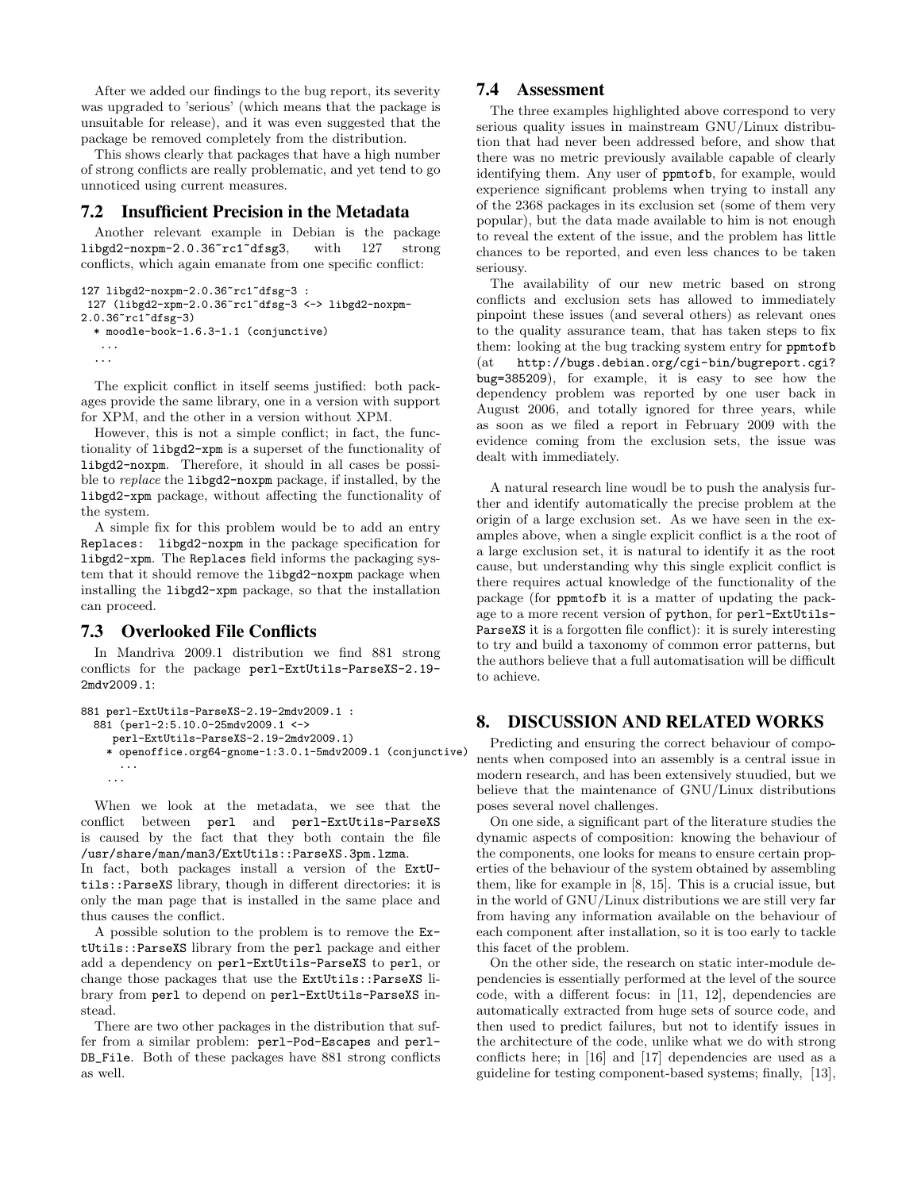After we added our findings to the bug report, its severity was upgraded to 'serious' (which means that the package is unsuitable for release), and it was even suggested that the package be removed completely from the distribution.

This shows clearly that packages that have a high number of strong conflicts are really problematic, and yet tend to go unnoticed using current measures.

## 7.2 Insufficient Precision in the Metadata

Another relevant example in Debian is the package libgd2-noxpm-2.0.36~rc1~dfsg3, with 127 strong conflicts, which again emanate from one specific conflict:

```
127 libgd2-noxpm-2.0.36~rc1~dfsg-3 :
 127 (libgd2-xpm-2.0.36~rc1~dfsg-3 <-> libgd2-noxpm-
2.0.36~rc1~dfsg-3)
  * moodle-book-1.6.3-1.1 (conjunctive)
   ...
  ...
```

The explicit conflict in itself seems justified: both packages provide the same library, one in a version with support for XPM, and the other in a version without XPM.

However, this is not a simple conflict; in fact, the functionality of libgd2-xpm is a superset of the functionality of libgd2-noxpm. Therefore, it should in all cases be possible to *replace* the libgd2-noxpm package, if installed, by the libgd2-xpm package, without affecting the functionality of the system.

A simple fix for this problem would be to add an entry Replaces: libgd2-noxpm in the package specification for libgd2-xpm. The Replaces field informs the packaging system that it should remove the libgd2-noxpm package when installing the libgd2-xpm package, so that the installation can proceed.

## 7.3 Overlooked File Conflicts

In Mandriva 2009.1 distribution we find 881 strong conflicts for the package perl-ExtUtils-ParseXS-2.19-2mdv2009.1:

```
881 perl-ExtUtils-ParseXS-2.19-2mdv2009.1 :
  881 (perl-2:5.10.0-25mdv2009.1 <->
     perl-ExtUtils-ParseXS-2.19-2mdv2009.1)
    * openoffice.org64-gnome-1:3.0.1-5mdv2009.1 (conjunctive)
      ...
    ...
```

When we look at the metadata, we see that the conflict between perl and perl-ExtUtils-ParseXS is caused by the fact that they both contain the file /usr/share/man/man3/ExtUtils::ParseXS.3pm.lzma. In fact, both packages install a version of the ExtUtils::ParseXS library, though in different directories: it is only the man page that is installed in the same place and thus causes the conflict.

A possible solution to the problem is to remove the ExtUtils::ParseXS library from the perl package and either add a dependency on perl-ExtUtils-ParseXS to perl, or change those packages that use the ExtUtils::ParseXS library from perl to depend on perl-ExtUtils-ParseXS instead.

There are two other packages in the distribution that suffer from a similar problem: perl-Pod-Escapes and perl-DB_File. Both of these packages have 881 strong conflicts as well.

## 7.4 Assessment

The three examples highlighted above correspond to very serious quality issues in mainstream GNU/Linux distribution that had never been addressed before, and show that there was no metric previously available capable of clearly identifying them. Any user of ppmtofb, for example, would experience significant problems when trying to install any of the 2368 packages in its exclusion set (some of them very popular), but the data made available to him is not enough to reveal the extent of the issue, and the problem has little chances to be reported, and even less chances to be taken seriousy.

The availability of our new metric based on strong conflicts and exclusion sets has allowed to immediately pinpoint these issues (and several others) as relevant ones to the quality assurance team, that has taken steps to fix them: looking at the bug tracking system entry for ppmtofb (at http://bugs.debian.org/cgi-bin/bugreport.cgi?bug=385209), for example, it is easy to see how the dependency problem was reported by one user back in August 2006, and totally ignored for three years, while as soon as we filed a report in February 2009 with the evidence coming from the exclusion sets, the issue was dealt with immediately.

A natural research line woudl be to push the analysis further and identify automatically the precise problem at the origin of a large exclusion set. As we have seen in the examples above, when a single explicit conflict is a the root of a large exclusion set, it is natural to identify it as the root cause, but understanding why this single explicit conflict is there requires actual knowledge of the functionality of the package (for ppmtofb it is a matter of updating the package to a more recent version of python, for perl-ExtUtils-ParseXS it is a forgotten file conflict): it is surely interesting to try and build a taxonomy of common error patterns, but the authors believe that a full automatisation will be difficult to achieve.

# 8. DISCUSSION AND RELATED WORKS

Predicting and ensuring the correct behaviour of components when composed into an assembly is a central issue in modern research, and has been extensively stuudied, but we believe that the maintenance of GNU/Linux distributions poses several novel challenges.

On one side, a significant part of the literature studies the dynamic aspects of composition: knowing the behaviour of the components, one looks for means to ensure certain properties of the behaviour of the system obtained by assembling them, like for example in [8, 15]. This is a crucial issue, but in the world of GNU/Linux distributions we are still very far from having any information available on the behaviour of each component after installation, so it is too early to tackle this facet of the problem.

On the other side, the research on static inter-module dependencies is essentially performed at the level of the source code, with a different focus: in [11, 12], dependencies are automatically extracted from huge sets of source code, and then used to predict failures, but not to identify issues in the architecture of the code, unlike what we do with strong conflicts here; in [16] and [17] dependencies are used as a guideline for testing component-based systems; finally, [13],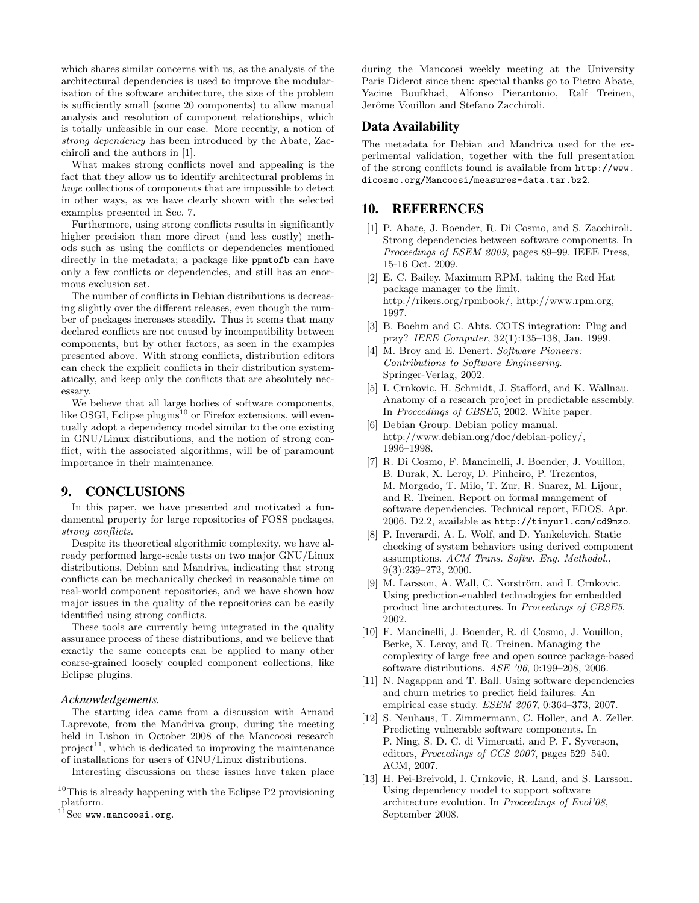which shares similar concerns with us, as the analysis of the architectural dependencies is used to improve the modularisation of the software architecture, the size of the problem is sufficiently small (some 20 components) to allow manual analysis and resolution of component relationships, which is totally unfeasible in our case. More recently, a notion of *strong dependency* has been introduced by the Abate, Zacchiroli and the authors in [1].

What makes strong conflicts novel and appealing is the fact that they allow us to identify architectural problems in *huge* collections of components that are impossible to detect in other ways, as we have clearly shown with the selected examples presented in Sec. 7.

Furthermore, using strong conflicts results in significantly higher precision than more direct (and less costly) methods such as using the conflicts or dependencies mentioned directly in the metadata; a package like `ppmtofb` can have only a few conflicts or dependencies, and still has an enormous exclusion set.

The number of conflicts in Debian distributions is decreasing slightly over the different releases, even though the number of packages increases steadily. Thus it seems that many declared conflicts are not caused by incompatibility between components, but by other factors, as seen in the examples presented above. With strong conflicts, distribution editors can check the explicit conflicts in their distribution systematically, and keep only the conflicts that are absolutely necessary.

We believe that all large bodies of software components, like OSGI, Eclipse plugins[10] or Firefox extensions, will eventually adopt a dependency model similar to the one existing in GNU/Linux distributions, and the notion of strong conflict, with the associated algorithms, will be of paramount importance in their maintenance.

## 9. CONCLUSIONS

In this paper, we have presented and motivated a fundamental property for large repositories of FOSS packages, *strong conflicts*.

Despite its theoretical algorithmic complexity, we have already performed large-scale tests on two major GNU/Linux distributions, Debian and Mandriva, indicating that strong conflicts can be mechanically checked in reasonable time on real-world component repositories, and we have shown how major issues in the quality of the repositories can be easily identified using strong conflicts.

These tools are currently being integrated in the quality assurance process of these distributions, and we believe that exactly the same concepts can be applied to many other coarse-grained loosely coupled component collections, like Eclipse plugins.

### *Acknowledgements.*

The starting idea came from a discussion with Arnaud Laprevote, from the Mandriva group, during the meeting held in Lisbon in October 2008 of the Mancoosi research project[11], which is dedicated to improving the maintenance of installations for users of GNU/Linux distributions.

Interesting discussions on these issues have taken place during the Mancoosi weekly meeting at the University Paris Diderot since then: special thanks go to Pietro Abate, Yacine Boufkhad, Alfonso Pierantonio, Ralf Treinen, Jerôme Vouillon and Stefano Zacchiroli.

[10] This is already happening with the Eclipse P2 provisioning platform.

[11] See `www.mancoosi.org`.

## Data Availability

The metadata for Debian and Mandriva used for the experimental validation, together with the full presentation of the strong conflicts found is available from `http://www.dicosmo.org/Mancoosi/measures-data.tar.bz2`.

## 10. REFERENCES

[1] P. Abate, J. Boender, R. Di Cosmo, and S. Zacchiroli. Strong dependencies between software components. In *Proceedings of ESEM 2009*, pages 89–99. IEEE Press, 15-16 Oct. 2009.

[2] E. C. Bailey. Maximum RPM, taking the Red Hat package manager to the limit. http://rikers.org/rpmbook/, http://www.rpm.org, 1997.

[3] B. Boehm and C. Abts. COTS integration: Plug and pray? *IEEE Computer*, 32(1):135–138, Jan. 1999.

[4] M. Broy and E. Denert. *Software Pioneers: Contributions to Software Engineering*. Springer-Verlag, 2002.

[5] I. Crnkovic, H. Schmidt, J. Stafford, and K. Wallnau. Anatomy of a research project in predictable assembly. In *Proceedings of CBSE5*, 2002. White paper.

[6] Debian Group. Debian policy manual. http://www.debian.org/doc/debian-policy/, 1996–1998.

[7] R. Di Cosmo, F. Mancinelli, J. Boender, J. Vouillon, B. Durak, X. Leroy, D. Pinheiro, P. Trezentos, M. Morgado, T. Milo, T. Zur, R. Suarez, M. Lijour, and R. Treinen. Report on formal mangement of software dependencies. Technical report, EDOS, Apr. 2006. D2.2, available as `http://tinyurl.com/cd9mzo`.

[8] P. Inverardi, A. L. Wolf, and D. Yankelevich. Static checking of system behaviors using derived component assumptions. *ACM Trans. Softw. Eng. Methodol.*, 9(3):239–272, 2000.

[9] M. Larsson, A. Wall, C. Norström, and I. Crnkovic. Using prediction-enabled technologies for embedded product line architectures. In *Proceedings of CBSE5*, 2002.

[10] F. Mancinelli, J. Boender, R. di Cosmo, J. Vouillon, Berke, X. Leroy, and R. Treinen. Managing the complexity of large free and open source package-based software distributions. *ASE '06*, 0:199–208, 2006.

[11] N. Nagappan and T. Ball. Using software dependencies and churn metrics to predict field failures: An empirical case study. *ESEM 2007*, 0:364–373, 2007.

[12] S. Neuhaus, T. Zimmermann, C. Holler, and A. Zeller. Predicting vulnerable software components. In P. Ning, S. D. C. di Vimercati, and P. F. Syverson, editors, *Proceedings of CCS 2007*, pages 529–540. ACM, 2007.

[13] H. Pei-Breivold, I. Crnkovic, R. Land, and S. Larsson. Using dependency model to support software architecture evolution. In *Proceedings of Evol'08*, September 2008.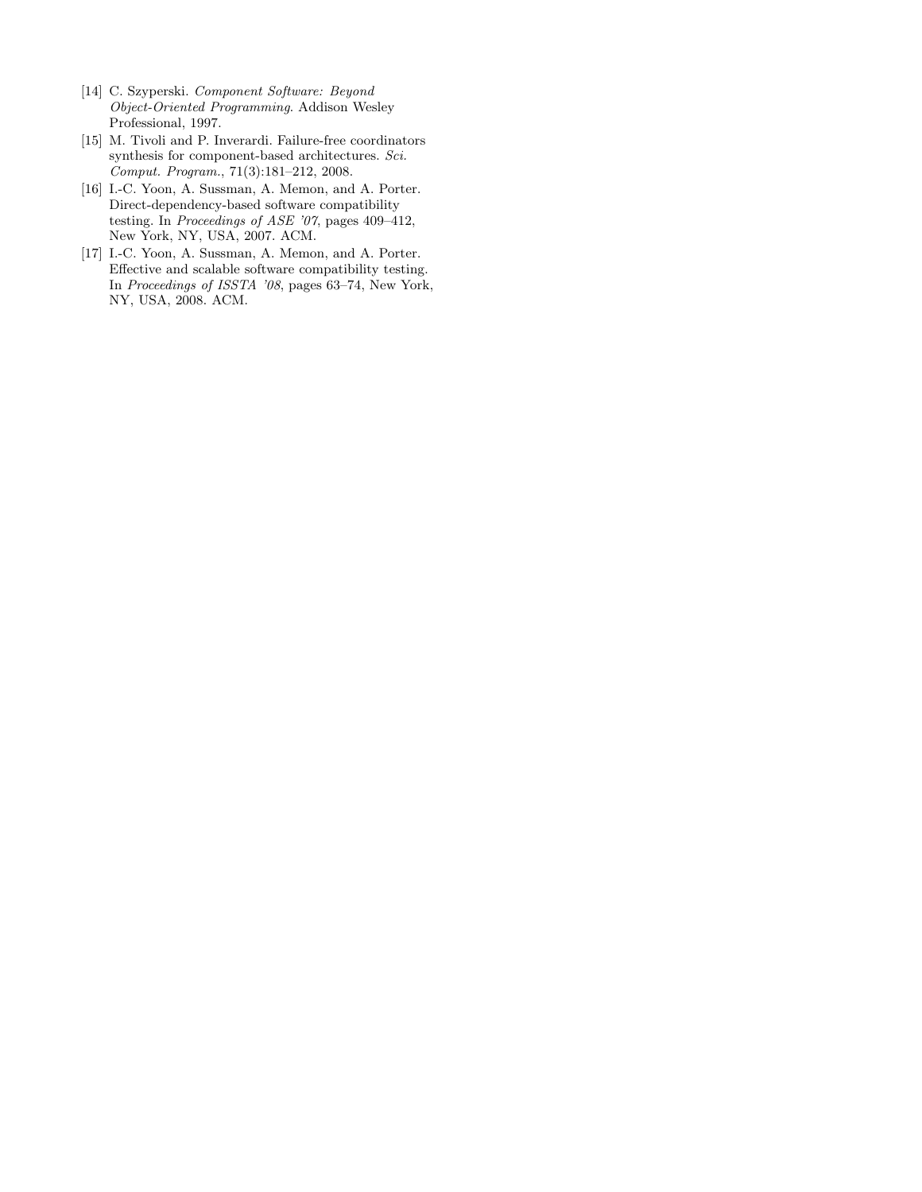[14] C. Szyperski. *Component Software: Beyond Object-Oriented Programming*. Addison Wesley Professional, 1997.

[15] M. Tivoli and P. Inverardi. Failure-free coordinators synthesis for component-based architectures. *Sci. Comput. Program.*, 71(3):181–212, 2008.

[16] I.-C. Yoon, A. Sussman, A. Memon, and A. Porter. Direct-dependency-based software compatibility testing. In *Proceedings of ASE '07*, pages 409–412, New York, NY, USA, 2007. ACM.

[17] I.-C. Yoon, A. Sussman, A. Memon, and A. Porter. Effective and scalable software compatibility testing. In *Proceedings of ISSTA '08*, pages 63–74, New York, NY, USA, 2008. ACM.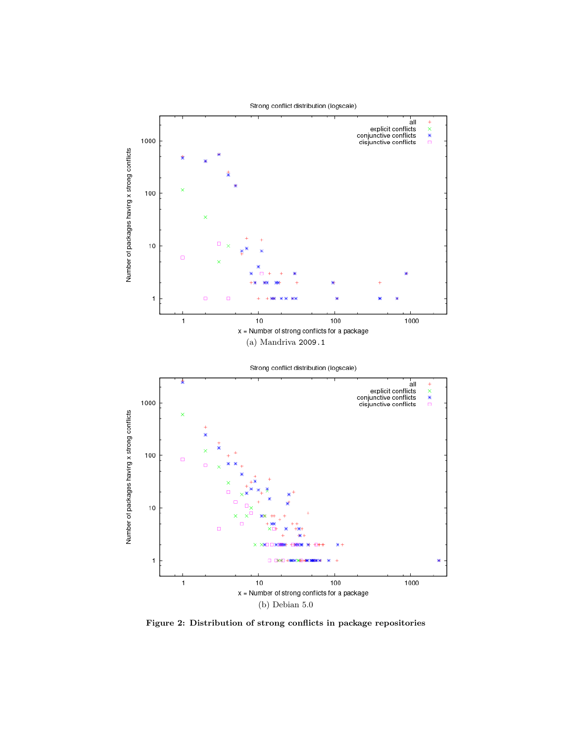Strong conflict distribution (logscale)

all
explicit conflicts
conjunctive conflicts
cisjunctive conflicts

Number of packages having x strong conflicts

1
10
100
1000

x = Number of strong conflicts for a package

1
10
100
1000

(a) Mandriva 2009.1

Strong conflict distribution (logscale)

all
explicit conflicts
conjunctive conflicts
cisjunctive conflicts

Number of packages having x strong conflicts

1
10
100
1000

x = Number of strong conflicts for a package

1
10
100
1000

(b) Debian 5.0

**Figure 2: Distribution of strong conflicts in package repositories**